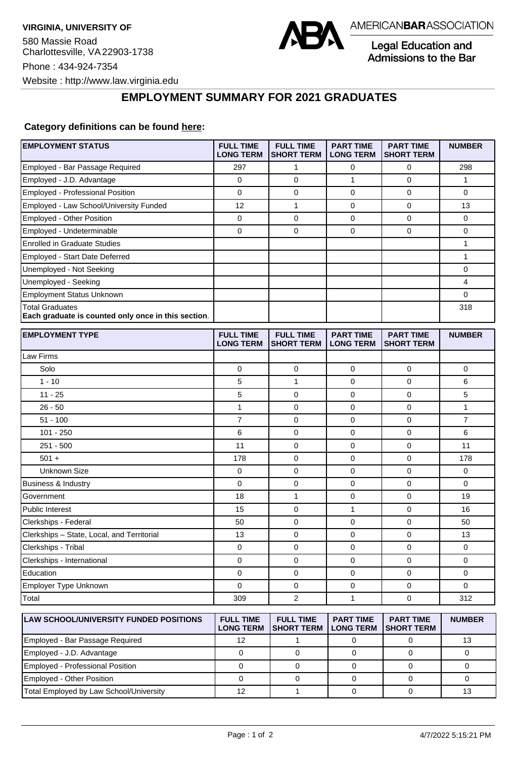**VIRGINIA, UNIVERSITY OF**

580 Massie Road
Charlottesville, VA 22903-1738

Phone : 434-924-7354

Website : http://www.law.virginia.edu

AMERICAN**BAR**ASSOCIATION

Legal Education and Admissions to the Bar

## EMPLOYMENT SUMMARY FOR 2021 GRADUATES

**Category definitions can be found here:**

| EMPLOYMENT STATUS | FULL TIME LONG TERM | FULL TIME SHORT TERM | PART TIME LONG TERM | PART TIME SHORT TERM | NUMBER |
|---|---|---|---|---|---|
| Employed - Bar Passage Required | 297 | 1 | 0 | 0 | 298 |
| Employed - J.D. Advantage | 0 | 0 | 1 | 0 | 1 |
| Employed - Professional Position | 0 | 0 | 0 | 0 | 0 |
| Employed - Law School/University Funded | 12 | 1 | 0 | 0 | 13 |
| Employed - Other Position | 0 | 0 | 0 | 0 | 0 |
| Employed - Undeterminable | 0 | 0 | 0 | 0 | 0 |
| Enrolled in Graduate Studies | | | | | 1 |
| Employed - Start Date Deferred | | | | | 1 |
| Unemployed - Not Seeking | | | | | 0 |
| Unemployed - Seeking | | | | | 4 |
| Employment Status Unknown | | | | | 0 |
| Total Graduates **Each graduate is counted only once in this section**. | | | | | 318 |

| EMPLOYMENT TYPE | FULL TIME LONG TERM | FULL TIME SHORT TERM | PART TIME LONG TERM | PART TIME SHORT TERM | NUMBER |
|---|---|---|---|---|---|
| Law Firms | | | | | |
| Solo | 0 | 0 | 0 | 0 | 0 |
| 1 - 10 | 5 | 1 | 0 | 0 | 6 |
| 11 - 25 | 5 | 0 | 0 | 0 | 5 |
| 26 - 50 | 1 | 0 | 0 | 0 | 1 |
| 51 - 100 | 7 | 0 | 0 | 0 | 7 |
| 101 - 250 | 6 | 0 | 0 | 0 | 6 |
| 251 - 500 | 11 | 0 | 0 | 0 | 11 |
| 501 + | 178 | 0 | 0 | 0 | 178 |
| Unknown Size | 0 | 0 | 0 | 0 | 0 |
| Business & Industry | 0 | 0 | 0 | 0 | 0 |
| Government | 18 | 1 | 0 | 0 | 19 |
| Public Interest | 15 | 0 | 1 | 0 | 16 |
| Clerkships - Federal | 50 | 0 | 0 | 0 | 50 |
| Clerkships – State, Local, and Territorial | 13 | 0 | 0 | 0 | 13 |
| Clerkships - Tribal | 0 | 0 | 0 | 0 | 0 |
| Clerkships - International | 0 | 0 | 0 | 0 | 0 |
| Education | 0 | 0 | 0 | 0 | 0 |
| Employer Type Unknown | 0 | 0 | 0 | 0 | 0 |
| Total | 309 | 2 | 1 | 0 | 312 |

| LAW SCHOOL/UNIVERSITY FUNDED POSITIONS | FULL TIME LONG TERM | FULL TIME SHORT TERM | PART TIME LONG TERM | PART TIME SHORT TERM | NUMBER |
|---|---|---|---|---|---|
| Employed - Bar Passage Required | 12 | 1 | 0 | 0 | 13 |
| Employed - J.D. Advantage | 0 | 0 | 0 | 0 | 0 |
| Employed - Professional Position | 0 | 0 | 0 | 0 | 0 |
| Employed - Other Position | 0 | 0 | 0 | 0 | 0 |
| Total Employed by Law School/University | 12 | 1 | 0 | 0 | 13 |

4/7/2022 5:15:21 PM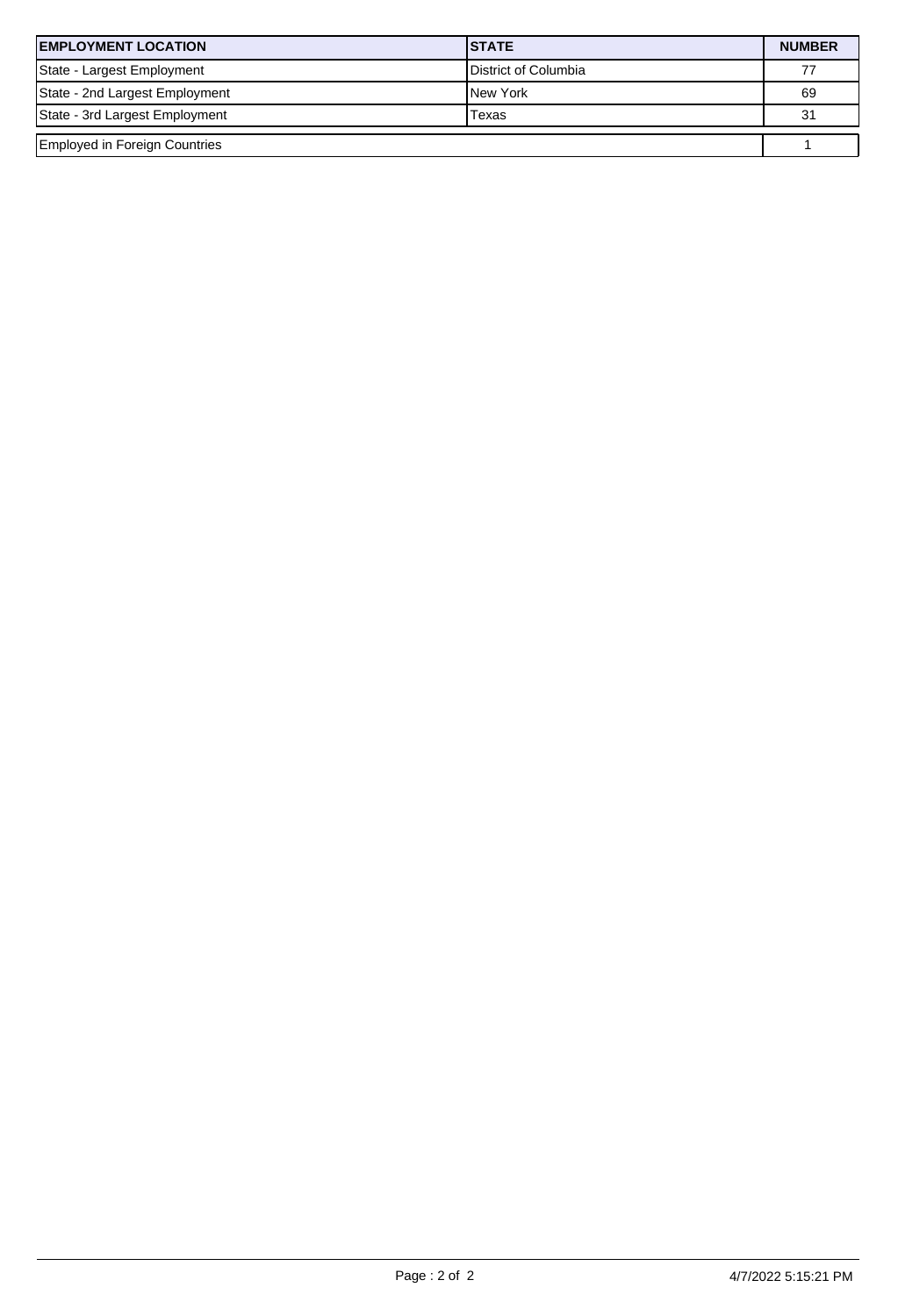| EMPLOYMENT LOCATION | STATE | NUMBER |
| --- | --- | --- |
| State - Largest Employment | District of Columbia | 77 |
| State - 2nd Largest Employment | New York | 69 |
| State - 3rd Largest Employment | Texas | 31 |
| Employed in Foreign Countries | | 1 |